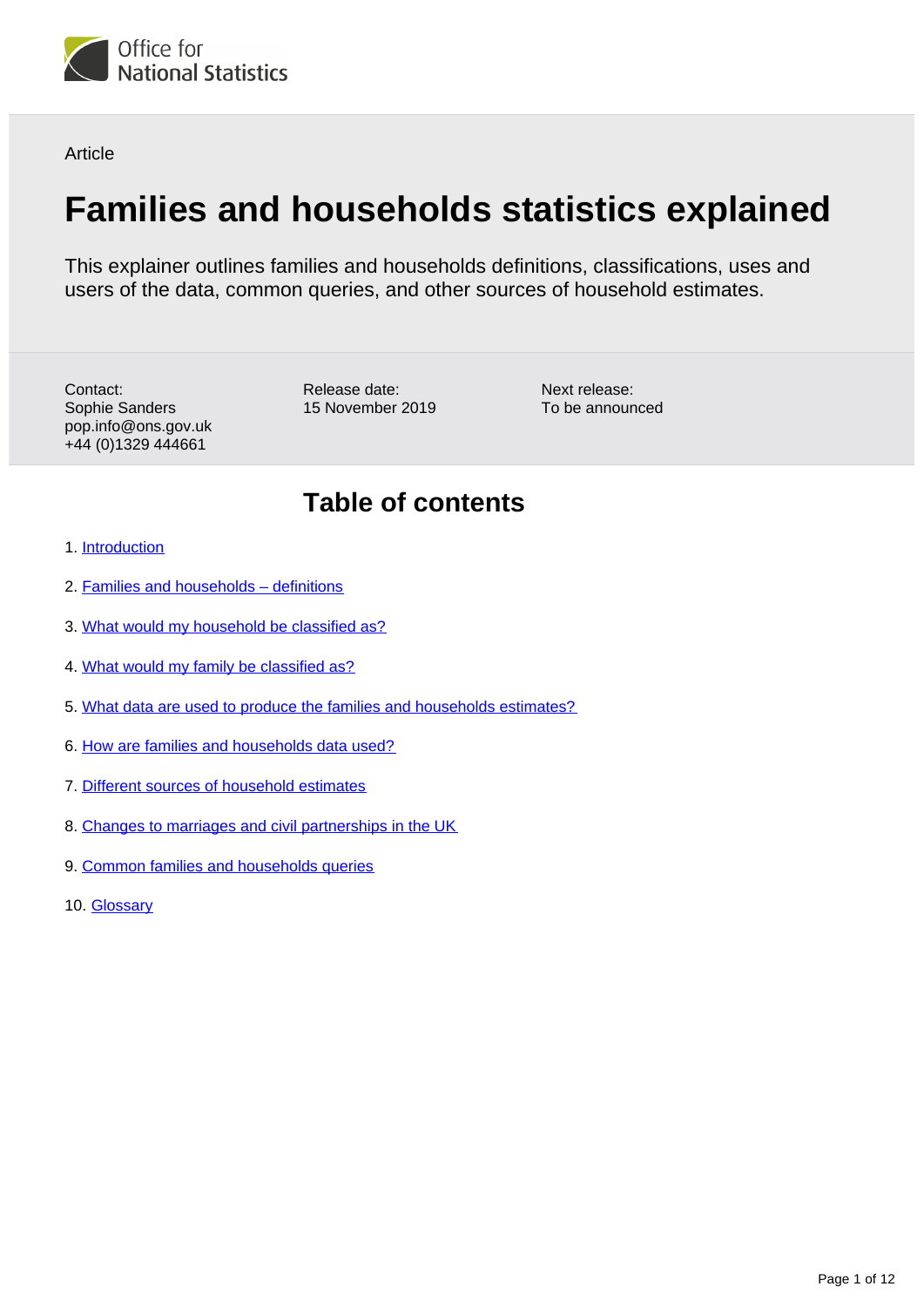Office for National Statistics

Article

# Families and households statistics explained

This explainer outlines families and households definitions, classifications, uses and users of the data, common queries, and other sources of household estimates.

Contact:
Sophie Sanders
pop.info@ons.gov.uk
+44 (0)1329 444661

Release date:
15 November 2019

Next release:
To be announced

## Table of contents

1. Introduction
2. Families and households – definitions
3. What would my household be classified as?
4. What would my family be classified as?
5. What data are used to produce the families and households estimates?
6. How are families and households data used?
7. Different sources of household estimates
8. Changes to marriages and civil partnerships in the UK
9. Common families and households queries
10. Glossary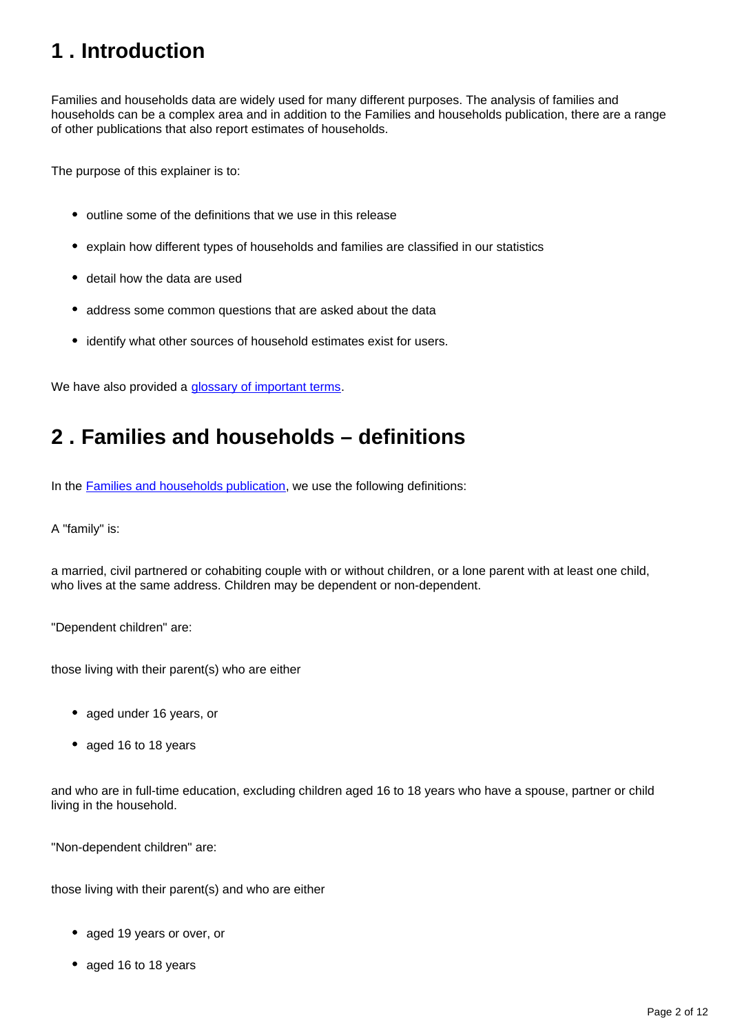## 1 . Introduction

Families and households data are widely used for many different purposes. The analysis of families and households can be a complex area and in addition to the Families and households publication, there are a range of other publications that also report estimates of households.

The purpose of this explainer is to:

- outline some of the definitions that we use in this release
- explain how different types of households and families are classified in our statistics
- detail how the data are used
- address some common questions that are asked about the data
- identify what other sources of household estimates exist for users.

We have also provided a [glossary of important terms](#).

## 2 . Families and households – definitions

In the [Families and households publication](#), we use the following definitions:

A "family" is:

a married, civil partnered or cohabiting couple with or without children, or a lone parent with at least one child, who lives at the same address. Children may be dependent or non-dependent.

"Dependent children" are:

those living with their parent(s) who are either

- aged under 16 years, or
- aged 16 to 18 years

and who are in full-time education, excluding children aged 16 to 18 years who have a spouse, partner or child living in the household.

"Non-dependent children" are:

those living with their parent(s) and who are either

- aged 19 years or over, or
- aged 16 to 18 years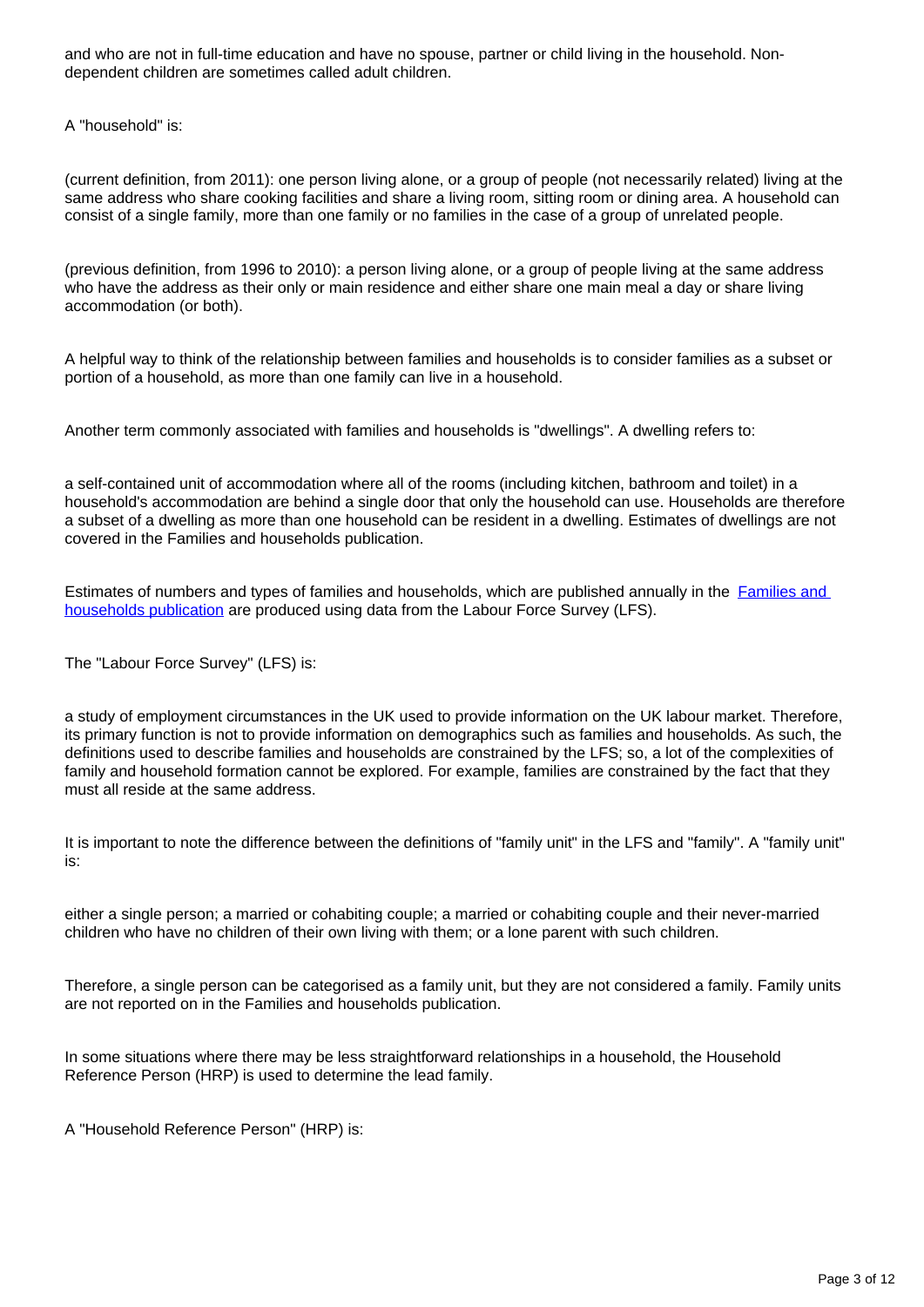and who are not in full-time education and have no spouse, partner or child living in the household. Non-dependent children are sometimes called adult children.

A "household" is:

(current definition, from 2011): one person living alone, or a group of people (not necessarily related) living at the same address who share cooking facilities and share a living room, sitting room or dining area. A household can consist of a single family, more than one family or no families in the case of a group of unrelated people.

(previous definition, from 1996 to 2010): a person living alone, or a group of people living at the same address who have the address as their only or main residence and either share one main meal a day or share living accommodation (or both).

A helpful way to think of the relationship between families and households is to consider families as a subset or portion of a household, as more than one family can live in a household.

Another term commonly associated with families and households is "dwellings". A dwelling refers to:

a self-contained unit of accommodation where all of the rooms (including kitchen, bathroom and toilet) in a household's accommodation are behind a single door that only the household can use. Households are therefore a subset of a dwelling as more than one household can be resident in a dwelling. Estimates of dwellings are not covered in the Families and households publication.

Estimates of numbers and types of families and households, which are published annually in the [Families and households publication] are produced using data from the Labour Force Survey (LFS).

The "Labour Force Survey" (LFS) is:

a study of employment circumstances in the UK used to provide information on the UK labour market. Therefore, its primary function is not to provide information on demographics such as families and households. As such, the definitions used to describe families and households are constrained by the LFS; so, a lot of the complexities of family and household formation cannot be explored. For example, families are constrained by the fact that they must all reside at the same address.

It is important to note the difference between the definitions of "family unit" in the LFS and "family". A "family unit" is:

either a single person; a married or cohabiting couple; a married or cohabiting couple and their never-married children who have no children of their own living with them; or a lone parent with such children.

Therefore, a single person can be categorised as a family unit, but they are not considered a family. Family units are not reported on in the Families and households publication.

In some situations where there may be less straightforward relationships in a household, the Household Reference Person (HRP) is used to determine the lead family.

A "Household Reference Person" (HRP) is: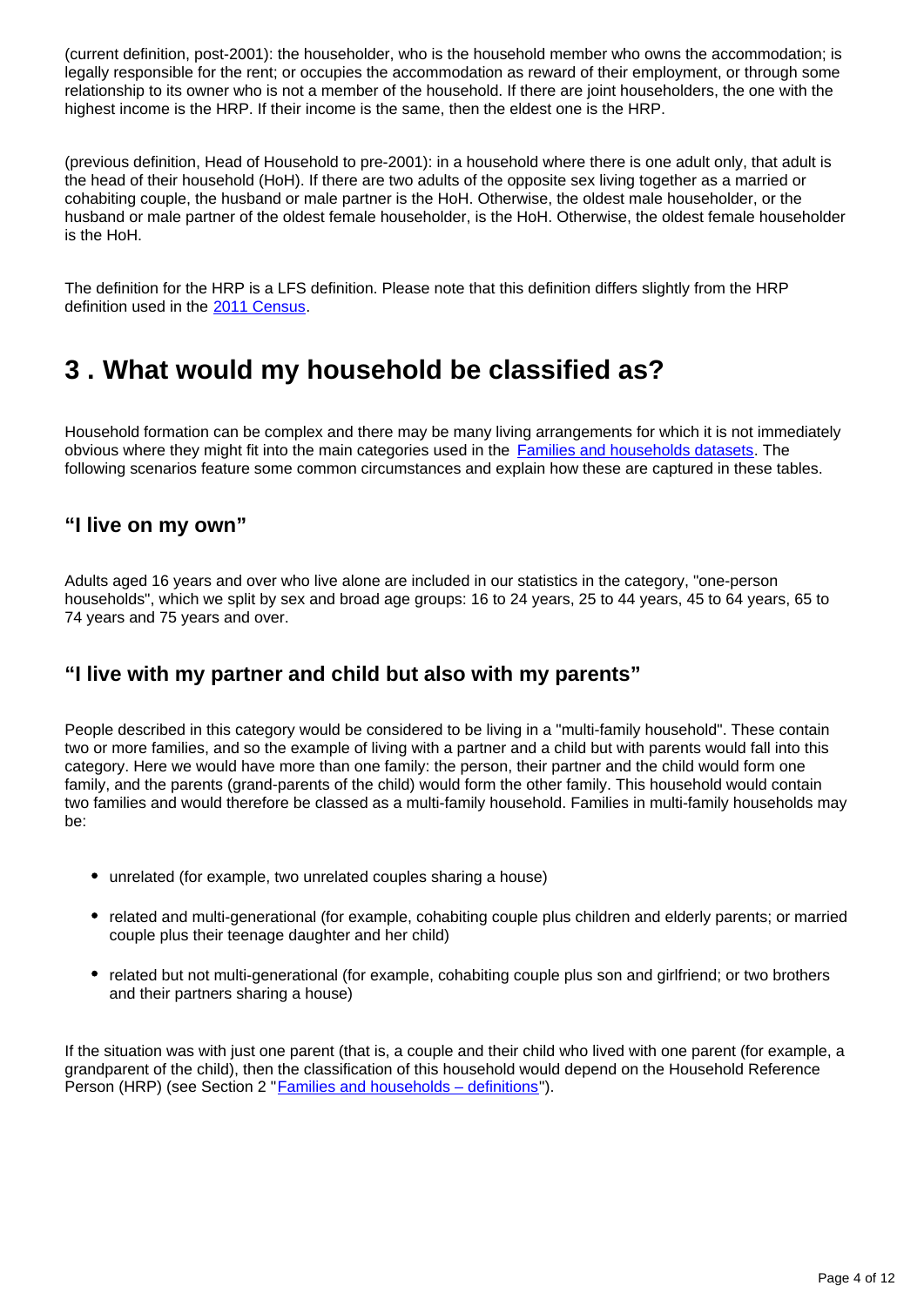(current definition, post-2001): the householder, who is the household member who owns the accommodation; is legally responsible for the rent; or occupies the accommodation as reward of their employment, or through some relationship to its owner who is not a member of the household. If there are joint householders, the one with the highest income is the HRP. If their income is the same, then the eldest one is the HRP.

(previous definition, Head of Household to pre-2001): in a household where there is one adult only, that adult is the head of their household (HoH). If there are two adults of the opposite sex living together as a married or cohabiting couple, the husband or male partner is the HoH. Otherwise, the oldest male householder, or the husband or male partner of the oldest female householder, is the HoH. Otherwise, the oldest female householder is the HoH.

The definition for the HRP is a LFS definition. Please note that this definition differs slightly from the HRP definition used in the [2011 Census](https://www.ons.gov.uk).

## 3 . What would my household be classified as?

Household formation can be complex and there may be many living arrangements for which it is not immediately obvious where they might fit into the main categories used in the [Families and households datasets](https://www.ons.gov.uk). The following scenarios feature some common circumstances and explain how these are captured in these tables.

### "I live on my own"

Adults aged 16 years and over who live alone are included in our statistics in the category, "one-person households", which we split by sex and broad age groups: 16 to 24 years, 25 to 44 years, 45 to 64 years, 65 to 74 years and 75 years and over.

### "I live with my partner and child but also with my parents"

People described in this category would be considered to be living in a "multi-family household". These contain two or more families, and so the example of living with a partner and a child but with parents would fall into this category. Here we would have more than one family: the person, their partner and the child would form one family, and the parents (grand-parents of the child) would form the other family. This household would contain two families and would therefore be classed as a multi-family household. Families in multi-family households may be:

- unrelated (for example, two unrelated couples sharing a house)
- related and multi-generational (for example, cohabiting couple plus children and elderly parents; or married couple plus their teenage daughter and her child)
- related but not multi-generational (for example, cohabiting couple plus son and girlfriend; or two brothers and their partners sharing a house)

If the situation was with just one parent (that is, a couple and their child who lived with one parent (for example, a grandparent of the child), then the classification of this household would depend on the Household Reference Person (HRP) (see Section 2 "[Families and households – definitions](https://www.ons.gov.uk)").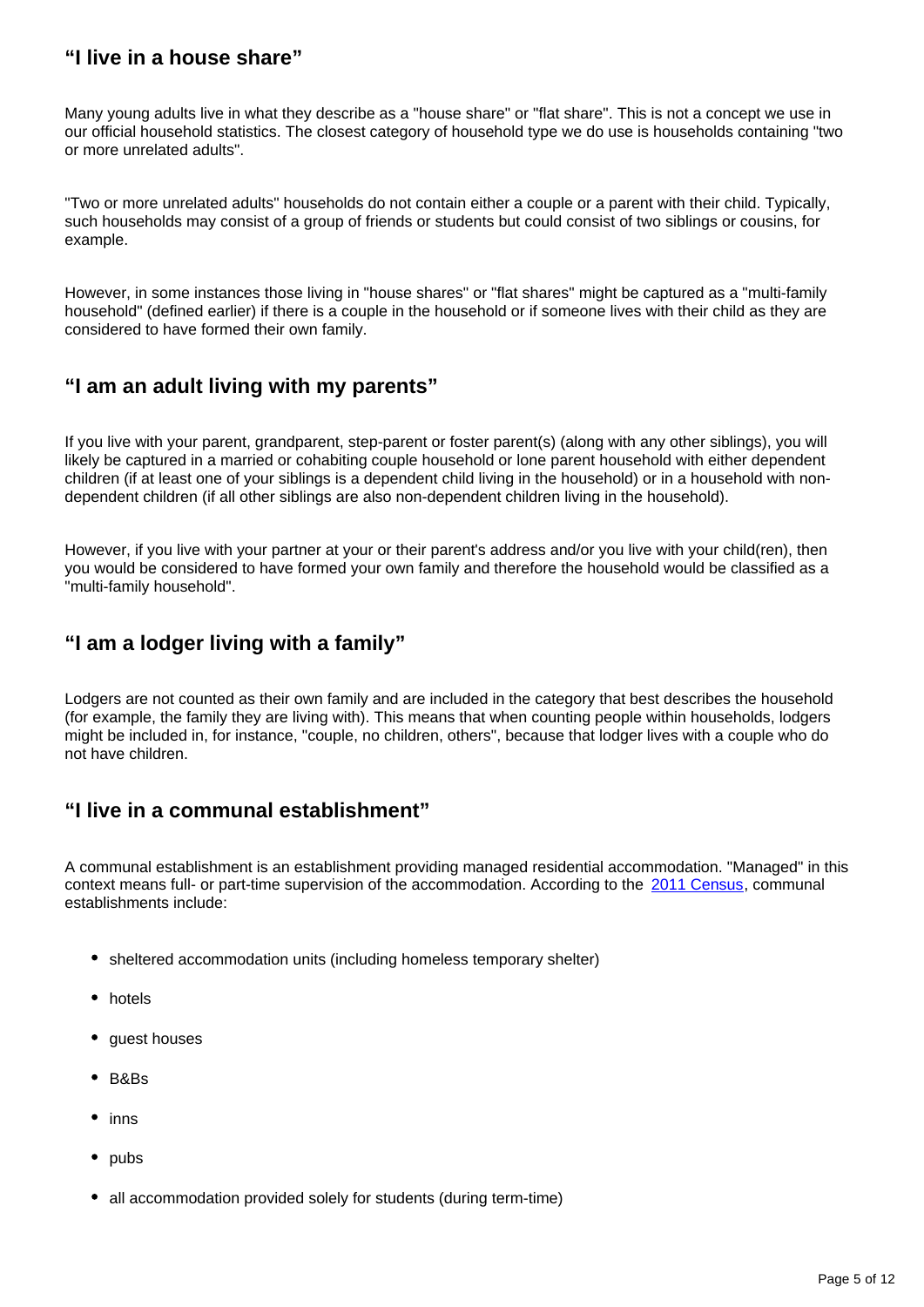## “I live in a house share”

Many young adults live in what they describe as a "house share" or "flat share". This is not a concept we use in our official household statistics. The closest category of household type we do use is households containing "two or more unrelated adults".

"Two or more unrelated adults" households do not contain either a couple or a parent with their child. Typically, such households may consist of a group of friends or students but could consist of two siblings or cousins, for example.

However, in some instances those living in "house shares" or "flat shares" might be captured as a "multi-family household" (defined earlier) if there is a couple in the household or if someone lives with their child as they are considered to have formed their own family.

## “I am an adult living with my parents”

If you live with your parent, grandparent, step-parent or foster parent(s) (along with any other siblings), you will likely be captured in a married or cohabiting couple household or lone parent household with either dependent children (if at least one of your siblings is a dependent child living in the household) or in a household with non-dependent children (if all other siblings are also non-dependent children living in the household).

However, if you live with your partner at your or their parent's address and/or you live with your child(ren), then you would be considered to have formed your own family and therefore the household would be classified as a "multi-family household".

## “I am a lodger living with a family”

Lodgers are not counted as their own family and are included in the category that best describes the household (for example, the family they are living with). This means that when counting people within households, lodgers might be included in, for instance, "couple, no children, others", because that lodger lives with a couple who do not have children.

## “I live in a communal establishment”

A communal establishment is an establishment providing managed residential accommodation. "Managed" in this context means full- or part-time supervision of the accommodation. According to the [2011 Census](), communal establishments include:

- sheltered accommodation units (including homeless temporary shelter)
- hotels
- guest houses
- B&Bs
- inns
- pubs
- all accommodation provided solely for students (during term-time)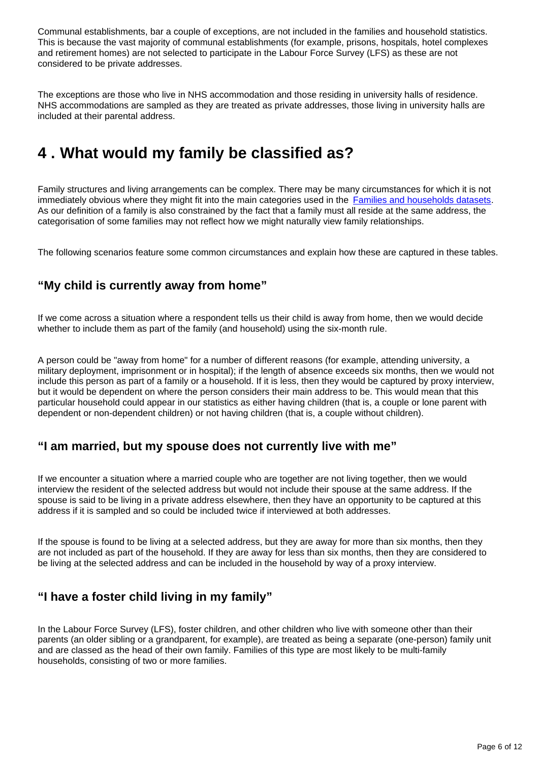Communal establishments, bar a couple of exceptions, are not included in the families and household statistics. This is because the vast majority of communal establishments (for example, prisons, hospitals, hotel complexes and retirement homes) are not selected to participate in the Labour Force Survey (LFS) as these are not considered to be private addresses.

The exceptions are those who live in NHS accommodation and those residing in university halls of residence. NHS accommodations are sampled as they are treated as private addresses, those living in university halls are included at their parental address.

## 4 . What would my family be classified as?

Family structures and living arrangements can be complex. There may be many circumstances for which it is not immediately obvious where they might fit into the main categories used in the [Families and households datasets](). As our definition of a family is also constrained by the fact that a family must all reside at the same address, the categorisation of some families may not reflect how we might naturally view family relationships.

The following scenarios feature some common circumstances and explain how these are captured in these tables.

### "My child is currently away from home"

If we come across a situation where a respondent tells us their child is away from home, then we would decide whether to include them as part of the family (and household) using the six-month rule.

A person could be "away from home" for a number of different reasons (for example, attending university, a military deployment, imprisonment or in hospital); if the length of absence exceeds six months, then we would not include this person as part of a family or a household. If it is less, then they would be captured by proxy interview, but it would be dependent on where the person considers their main address to be. This would mean that this particular household could appear in our statistics as either having children (that is, a couple or lone parent with dependent or non-dependent children) or not having children (that is, a couple without children).

### "I am married, but my spouse does not currently live with me"

If we encounter a situation where a married couple who are together are not living together, then we would interview the resident of the selected address but would not include their spouse at the same address. If the spouse is said to be living in a private address elsewhere, then they have an opportunity to be captured at this address if it is sampled and so could be included twice if interviewed at both addresses.

If the spouse is found to be living at a selected address, but they are away for more than six months, then they are not included as part of the household. If they are away for less than six months, then they are considered to be living at the selected address and can be included in the household by way of a proxy interview.

### "I have a foster child living in my family"

In the Labour Force Survey (LFS), foster children, and other children who live with someone other than their parents (an older sibling or a grandparent, for example), are treated as being a separate (one-person) family unit and are classed as the head of their own family. Families of this type are most likely to be multi-family households, consisting of two or more families.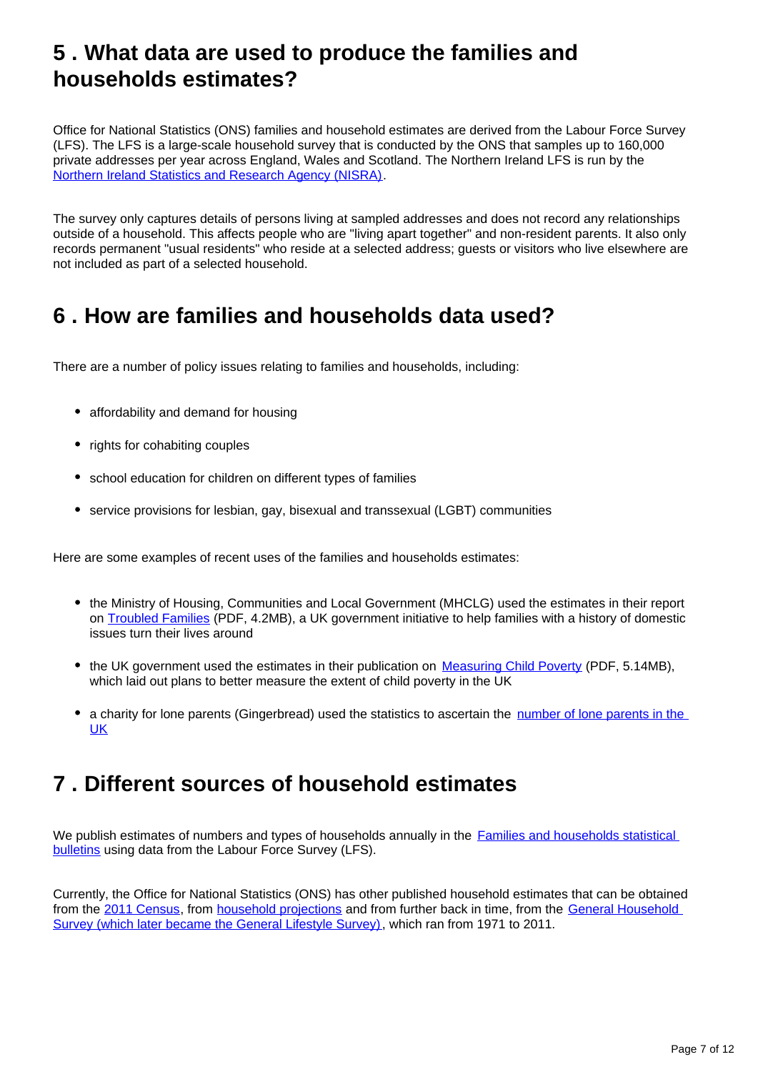## 5 . What data are used to produce the families and households estimates?

Office for National Statistics (ONS) families and household estimates are derived from the Labour Force Survey (LFS). The LFS is a large-scale household survey that is conducted by the ONS that samples up to 160,000 private addresses per year across England, Wales and Scotland. The Northern Ireland LFS is run by the Northern Ireland Statistics and Research Agency (NISRA).

The survey only captures details of persons living at sampled addresses and does not record any relationships outside of a household. This affects people who are "living apart together" and non-resident parents. It also only records permanent "usual residents" who reside at a selected address; guests or visitors who live elsewhere are not included as part of a selected household.

## 6 . How are families and households data used?

There are a number of policy issues relating to families and households, including:

- affordability and demand for housing
- rights for cohabiting couples
- school education for children on different types of families
- service provisions for lesbian, gay, bisexual and transsexual (LGBT) communities

Here are some examples of recent uses of the families and households estimates:

- the Ministry of Housing, Communities and Local Government (MHCLG) used the estimates in their report on Troubled Families (PDF, 4.2MB), a UK government initiative to help families with a history of domestic issues turn their lives around
- the UK government used the estimates in their publication on Measuring Child Poverty (PDF, 5.14MB), which laid out plans to better measure the extent of child poverty in the UK
- a charity for lone parents (Gingerbread) used the statistics to ascertain the number of lone parents in the UK

## 7 . Different sources of household estimates

We publish estimates of numbers and types of households annually in the Families and households statistical bulletins using data from the Labour Force Survey (LFS).

Currently, the Office for National Statistics (ONS) has other published household estimates that can be obtained from the 2011 Census, from household projections and from further back in time, from the General Household Survey (which later became the General Lifestyle Survey), which ran from 1971 to 2011.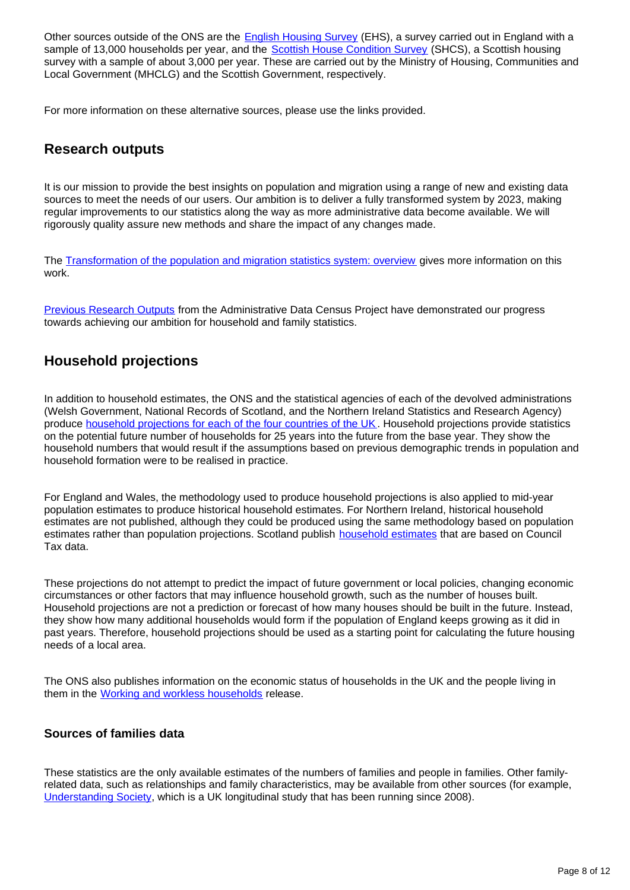Other sources outside of the ONS are the English Housing Survey (EHS), a survey carried out in England with a sample of 13,000 households per year, and the Scottish House Condition Survey (SHCS), a Scottish housing survey with a sample of about 3,000 per year. These are carried out by the Ministry of Housing, Communities and Local Government (MHCLG) and the Scottish Government, respectively.

For more information on these alternative sources, please use the links provided.

## Research outputs

It is our mission to provide the best insights on population and migration using a range of new and existing data sources to meet the needs of our users. Our ambition is to deliver a fully transformed system by 2023, making regular improvements to our statistics along the way as more administrative data become available. We will rigorously quality assure new methods and share the impact of any changes made.

The Transformation of the population and migration statistics system: overview gives more information on this work.

Previous Research Outputs from the Administrative Data Census Project have demonstrated our progress towards achieving our ambition for household and family statistics.

## Household projections

In addition to household estimates, the ONS and the statistical agencies of each of the devolved administrations (Welsh Government, National Records of Scotland, and the Northern Ireland Statistics and Research Agency) produce household projections for each of the four countries of the UK. Household projections provide statistics on the potential future number of households for 25 years into the future from the base year. They show the household numbers that would result if the assumptions based on previous demographic trends in population and household formation were to be realised in practice.

For England and Wales, the methodology used to produce household projections is also applied to mid-year population estimates to produce historical household estimates. For Northern Ireland, historical household estimates are not published, although they could be produced using the same methodology based on population estimates rather than population projections. Scotland publish household estimates that are based on Council Tax data.

These projections do not attempt to predict the impact of future government or local policies, changing economic circumstances or other factors that may influence household growth, such as the number of houses built. Household projections are not a prediction or forecast of how many houses should be built in the future. Instead, they show how many additional households would form if the population of England keeps growing as it did in past years. Therefore, household projections should be used as a starting point for calculating the future housing needs of a local area.

The ONS also publishes information on the economic status of households in the UK and the people living in them in the Working and workless households release.

### Sources of families data

These statistics are the only available estimates of the numbers of families and people in families. Other family-related data, such as relationships and family characteristics, may be available from other sources (for example, Understanding Society, which is a UK longitudinal study that has been running since 2008).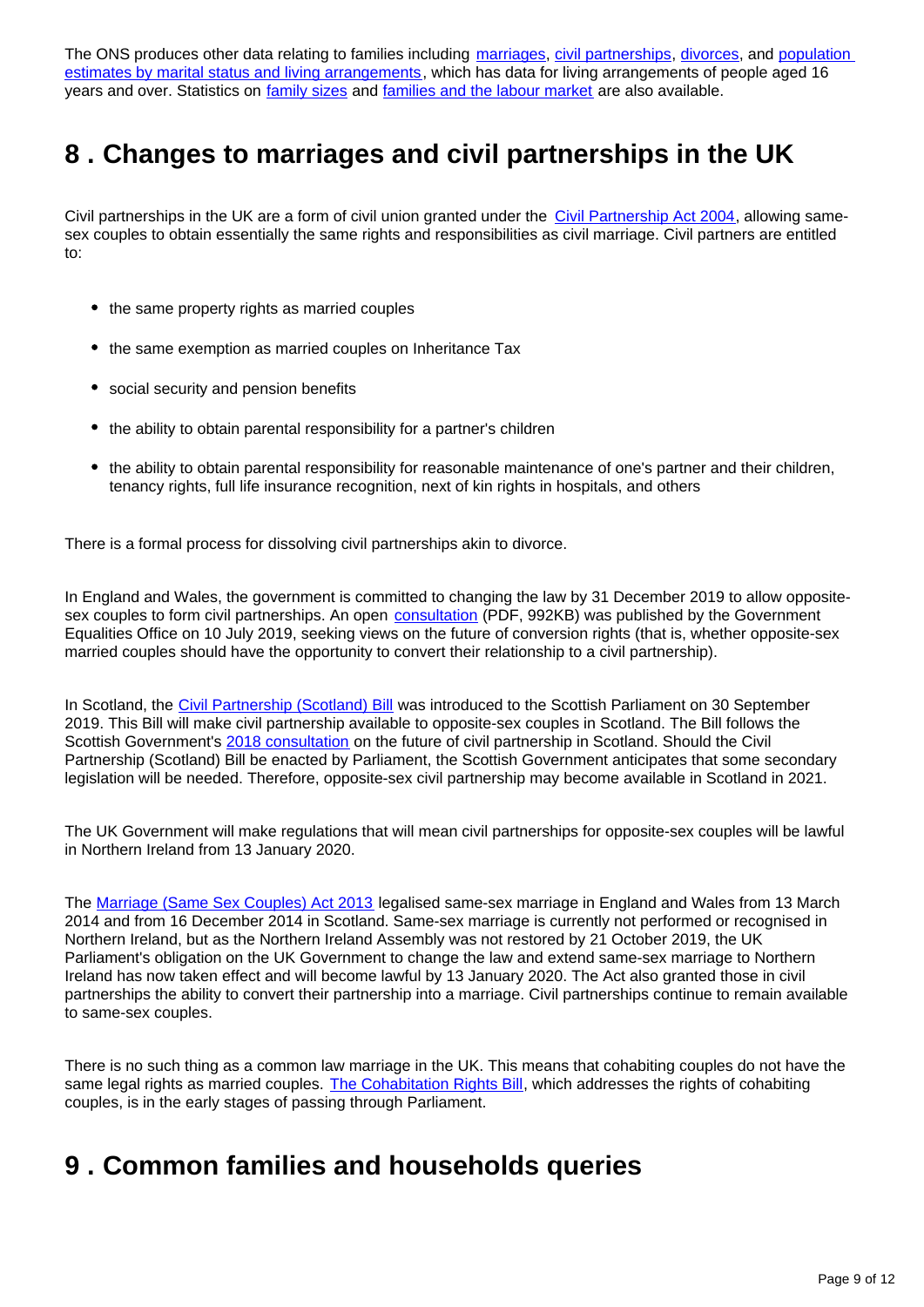The ONS produces other data relating to families including marriages, civil partnerships, divorces, and population estimates by marital status and living arrangements, which has data for living arrangements of people aged 16 years and over. Statistics on family sizes and families and the labour market are also available.

## 8 . Changes to marriages and civil partnerships in the UK

Civil partnerships in the UK are a form of civil union granted under the Civil Partnership Act 2004, allowing same-sex couples to obtain essentially the same rights and responsibilities as civil marriage. Civil partners are entitled to:

- the same property rights as married couples
- the same exemption as married couples on Inheritance Tax
- social security and pension benefits
- the ability to obtain parental responsibility for a partner's children
- the ability to obtain parental responsibility for reasonable maintenance of one's partner and their children, tenancy rights, full life insurance recognition, next of kin rights in hospitals, and others

There is a formal process for dissolving civil partnerships akin to divorce.

In England and Wales, the government is committed to changing the law by 31 December 2019 to allow opposite-sex couples to form civil partnerships. An open consultation (PDF, 992KB) was published by the Government Equalities Office on 10 July 2019, seeking views on the future of conversion rights (that is, whether opposite-sex married couples should have the opportunity to convert their relationship to a civil partnership).

In Scotland, the Civil Partnership (Scotland) Bill was introduced to the Scottish Parliament on 30 September 2019. This Bill will make civil partnership available to opposite-sex couples in Scotland. The Bill follows the Scottish Government's 2018 consultation on the future of civil partnership in Scotland. Should the Civil Partnership (Scotland) Bill be enacted by Parliament, the Scottish Government anticipates that some secondary legislation will be needed. Therefore, opposite-sex civil partnership may become available in Scotland in 2021.

The UK Government will make regulations that will mean civil partnerships for opposite-sex couples will be lawful in Northern Ireland from 13 January 2020.

The Marriage (Same Sex Couples) Act 2013 legalised same-sex marriage in England and Wales from 13 March 2014 and from 16 December 2014 in Scotland. Same-sex marriage is currently not performed or recognised in Northern Ireland, but as the Northern Ireland Assembly was not restored by 21 October 2019, the UK Parliament's obligation on the UK Government to change the law and extend same-sex marriage to Northern Ireland has now taken effect and will become lawful by 13 January 2020. The Act also granted those in civil partnerships the ability to convert their partnership into a marriage. Civil partnerships continue to remain available to same-sex couples.

There is no such thing as a common law marriage in the UK. This means that cohabiting couples do not have the same legal rights as married couples. The Cohabitation Rights Bill, which addresses the rights of cohabiting couples, is in the early stages of passing through Parliament.

## 9 . Common families and households queries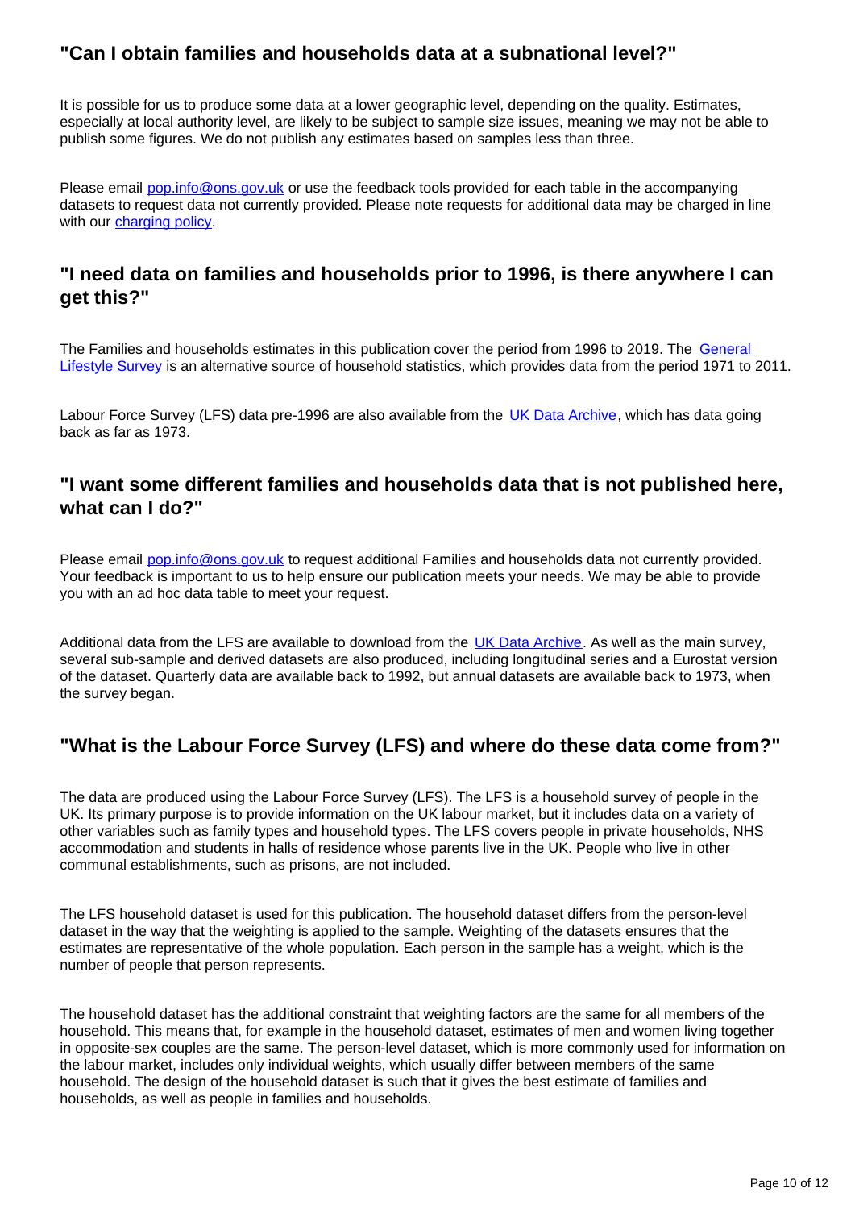### "Can I obtain families and households data at a subnational level?"

It is possible for us to produce some data at a lower geographic level, depending on the quality. Estimates, especially at local authority level, are likely to be subject to sample size issues, meaning we may not be able to publish some figures. We do not publish any estimates based on samples less than three.

Please email pop.info@ons.gov.uk or use the feedback tools provided for each table in the accompanying datasets to request data not currently provided. Please note requests for additional data may be charged in line with our charging policy.

### "I need data on families and households prior to 1996, is there anywhere I can get this?"

The Families and households estimates in this publication cover the period from 1996 to 2019. The General Lifestyle Survey is an alternative source of household statistics, which provides data from the period 1971 to 2011.

Labour Force Survey (LFS) data pre-1996 are also available from the UK Data Archive, which has data going back as far as 1973.

### "I want some different families and households data that is not published here, what can I do?"

Please email pop.info@ons.gov.uk to request additional Families and households data not currently provided. Your feedback is important to us to help ensure our publication meets your needs. We may be able to provide you with an ad hoc data table to meet your request.

Additional data from the LFS are available to download from the UK Data Archive. As well as the main survey, several sub-sample and derived datasets are also produced, including longitudinal series and a Eurostat version of the dataset. Quarterly data are available back to 1992, but annual datasets are available back to 1973, when the survey began.

### "What is the Labour Force Survey (LFS) and where do these data come from?"

The data are produced using the Labour Force Survey (LFS). The LFS is a household survey of people in the UK. Its primary purpose is to provide information on the UK labour market, but it includes data on a variety of other variables such as family types and household types. The LFS covers people in private households, NHS accommodation and students in halls of residence whose parents live in the UK. People who live in other communal establishments, such as prisons, are not included.

The LFS household dataset is used for this publication. The household dataset differs from the person-level dataset in the way that the weighting is applied to the sample. Weighting of the datasets ensures that the estimates are representative of the whole population. Each person in the sample has a weight, which is the number of people that person represents.

The household dataset has the additional constraint that weighting factors are the same for all members of the household. This means that, for example in the household dataset, estimates of men and women living together in opposite-sex couples are the same. The person-level dataset, which is more commonly used for information on the labour market, includes only individual weights, which usually differ between members of the same household. The design of the household dataset is such that it gives the best estimate of families and households, as well as people in families and households.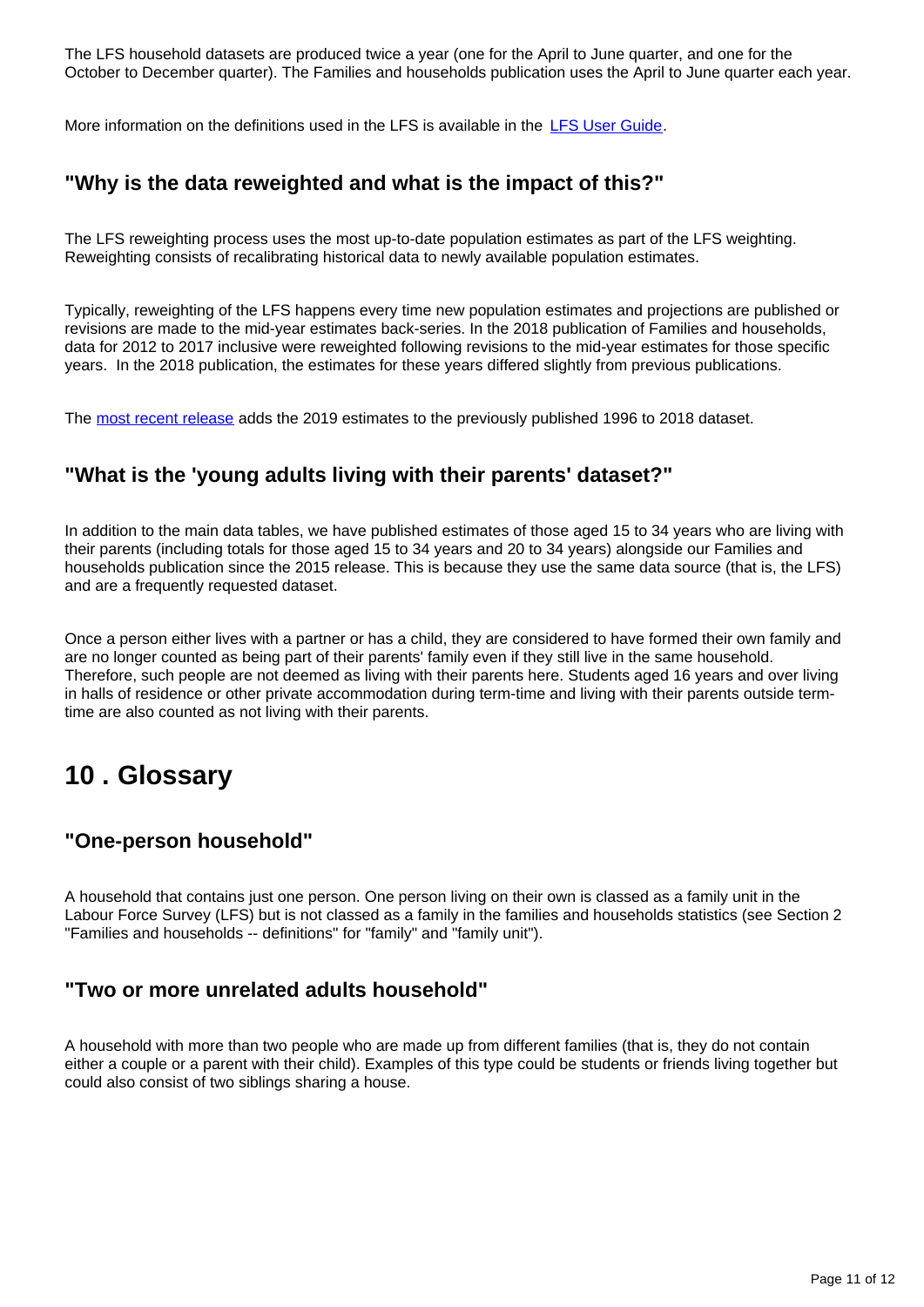The LFS household datasets are produced twice a year (one for the April to June quarter, and one for the October to December quarter). The Families and households publication uses the April to June quarter each year.

More information on the definitions used in the LFS is available in the LFS User Guide.

### "Why is the data reweighted and what is the impact of this?"

The LFS reweighting process uses the most up-to-date population estimates as part of the LFS weighting. Reweighting consists of recalibrating historical data to newly available population estimates.

Typically, reweighting of the LFS happens every time new population estimates and projections are published or revisions are made to the mid-year estimates back-series. In the 2018 publication of Families and households, data for 2012 to 2017 inclusive were reweighted following revisions to the mid-year estimates for those specific years. In the 2018 publication, the estimates for these years differed slightly from previous publications.

The most recent release adds the 2019 estimates to the previously published 1996 to 2018 dataset.

### "What is the 'young adults living with their parents' dataset?"

In addition to the main data tables, we have published estimates of those aged 15 to 34 years who are living with their parents (including totals for those aged 15 to 34 years and 20 to 34 years) alongside our Families and households publication since the 2015 release. This is because they use the same data source (that is, the LFS) and are a frequently requested dataset.

Once a person either lives with a partner or has a child, they are considered to have formed their own family and are no longer counted as being part of their parents' family even if they still live in the same household. Therefore, such people are not deemed as living with their parents here. Students aged 16 years and over living in halls of residence or other private accommodation during term-time and living with their parents outside term-time are also counted as not living with their parents.

## 10 . Glossary

### "One-person household"

A household that contains just one person. One person living on their own is classed as a family unit in the Labour Force Survey (LFS) but is not classed as a family in the families and households statistics (see Section 2 "Families and households -- definitions" for "family" and "family unit").

### "Two or more unrelated adults household"

A household with more than two people who are made up from different families (that is, they do not contain either a couple or a parent with their child). Examples of this type could be students or friends living together but could also consist of two siblings sharing a house.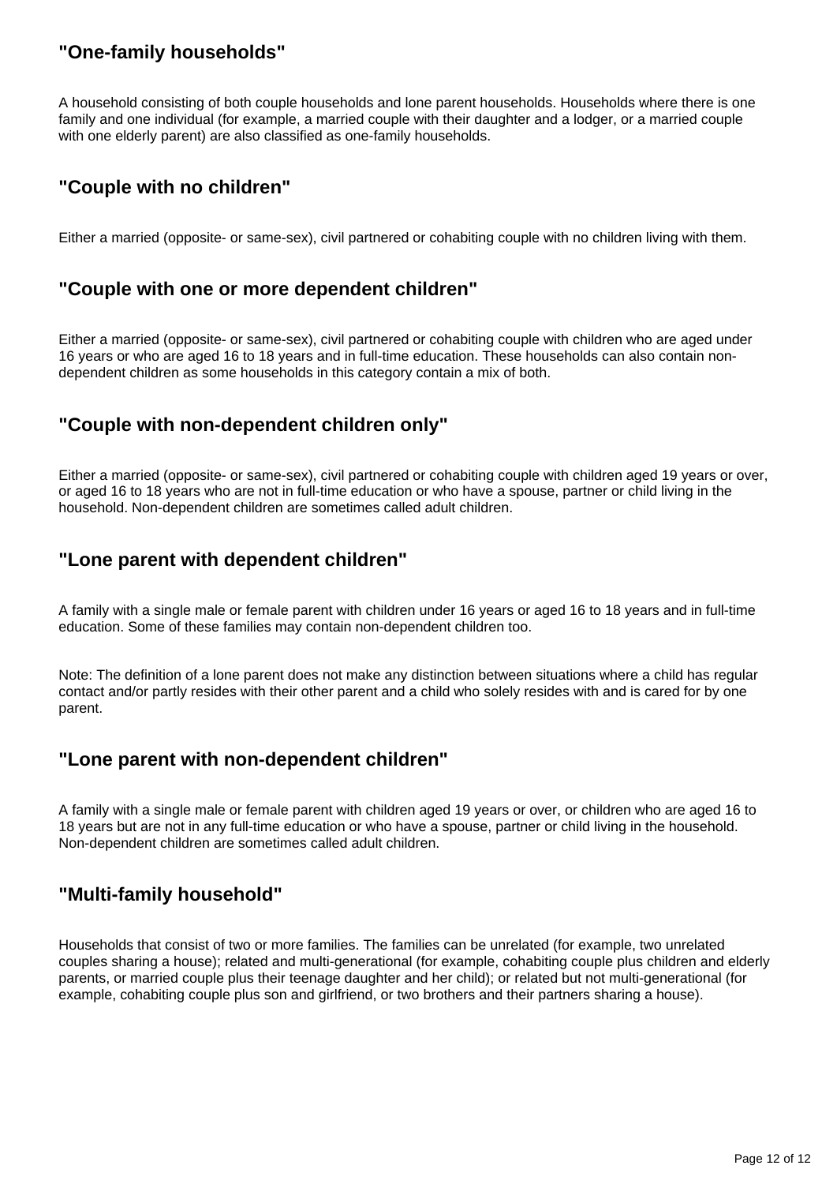### "One-family households"

A household consisting of both couple households and lone parent households. Households where there is one family and one individual (for example, a married couple with their daughter and a lodger, or a married couple with one elderly parent) are also classified as one-family households.

### "Couple with no children"

Either a married (opposite- or same-sex), civil partnered or cohabiting couple with no children living with them.

### "Couple with one or more dependent children"

Either a married (opposite- or same-sex), civil partnered or cohabiting couple with children who are aged under 16 years or who are aged 16 to 18 years and in full-time education. These households can also contain non-dependent children as some households in this category contain a mix of both.

### "Couple with non-dependent children only"

Either a married (opposite- or same-sex), civil partnered or cohabiting couple with children aged 19 years or over, or aged 16 to 18 years who are not in full-time education or who have a spouse, partner or child living in the household. Non-dependent children are sometimes called adult children.

### "Lone parent with dependent children"

A family with a single male or female parent with children under 16 years or aged 16 to 18 years and in full-time education. Some of these families may contain non-dependent children too.

Note: The definition of a lone parent does not make any distinction between situations where a child has regular contact and/or partly resides with their other parent and a child who solely resides with and is cared for by one parent.

### "Lone parent with non-dependent children"

A family with a single male or female parent with children aged 19 years or over, or children who are aged 16 to 18 years but are not in any full-time education or who have a spouse, partner or child living in the household. Non-dependent children are sometimes called adult children.

### "Multi-family household"

Households that consist of two or more families. The families can be unrelated (for example, two unrelated couples sharing a house); related and multi-generational (for example, cohabiting couple plus children and elderly parents, or married couple plus their teenage daughter and her child); or related but not multi-generational (for example, cohabiting couple plus son and girlfriend, or two brothers and their partners sharing a house).